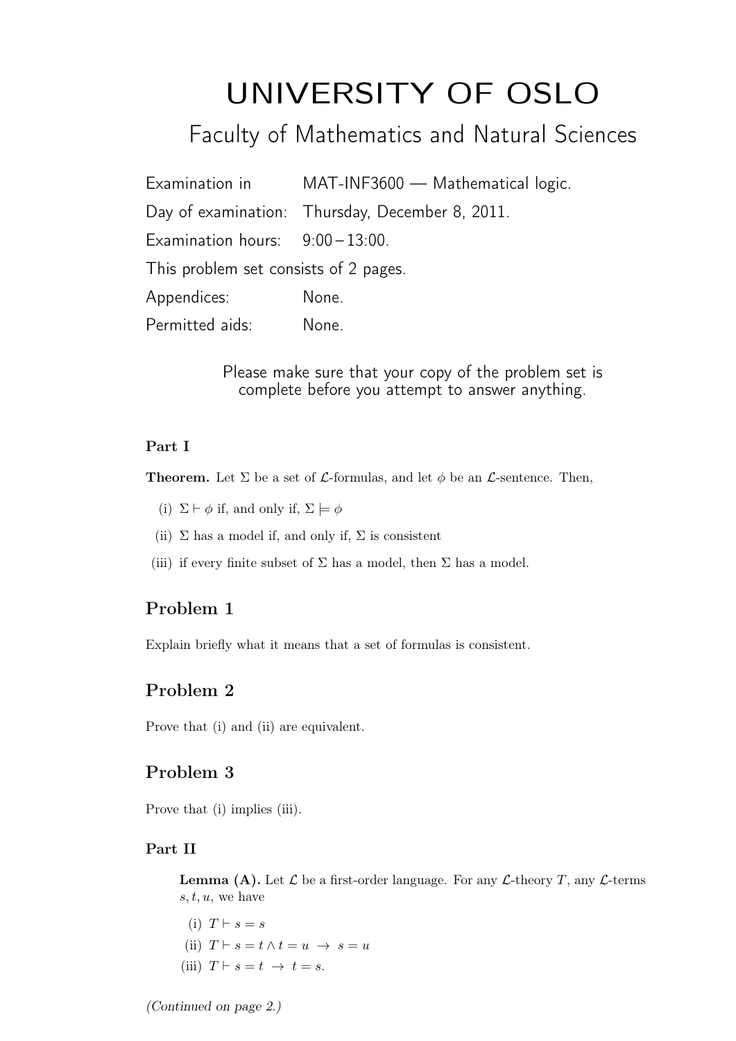# UNIVERSITY OF OSLO

## Faculty of Mathematics and Natural Sciences

Examination in MAT-INF3600 — Mathematical logic.

Day of examination: Thursday, December 8, 2011.

Examination hours: 9:00 – 13:00.

This problem set consists of 2 pages.

Appendices: None.

Permitted aids: None.

Please make sure that your copy of the problem set is complete before you attempt to answer anything.

**Part I**

**Theorem.** Let $\Sigma$ be a set of $\mathcal{L}$-formulas, and let $\phi$ be an $\mathcal{L}$-sentence. Then,

(i) $\Sigma \vdash \phi$ if, and only if, $\Sigma \models \phi$

(ii) $\Sigma$ has a model if, and only if, $\Sigma$ is consistent

(iii) if every finite subset of $\Sigma$ has a model, then $\Sigma$ has a model.

## Problem 1

Explain briefly what it means that a set of formulas is consistent.

## Problem 2

Prove that (i) and (ii) are equivalent.

## Problem 3

Prove that (i) implies (iii).

**Part II**

**Lemma (A).** Let $\mathcal{L}$ be a first-order language. For any $\mathcal{L}$-theory $T$, any $\mathcal{L}$-terms $s, t, u$, we have

(i) $T \vdash s = s$

(ii) $T \vdash s = t \land t = u \ \rightarrow \ s = u$

(iii) $T \vdash s = t \ \rightarrow \ t = s$.

*(Continued on page 2.)*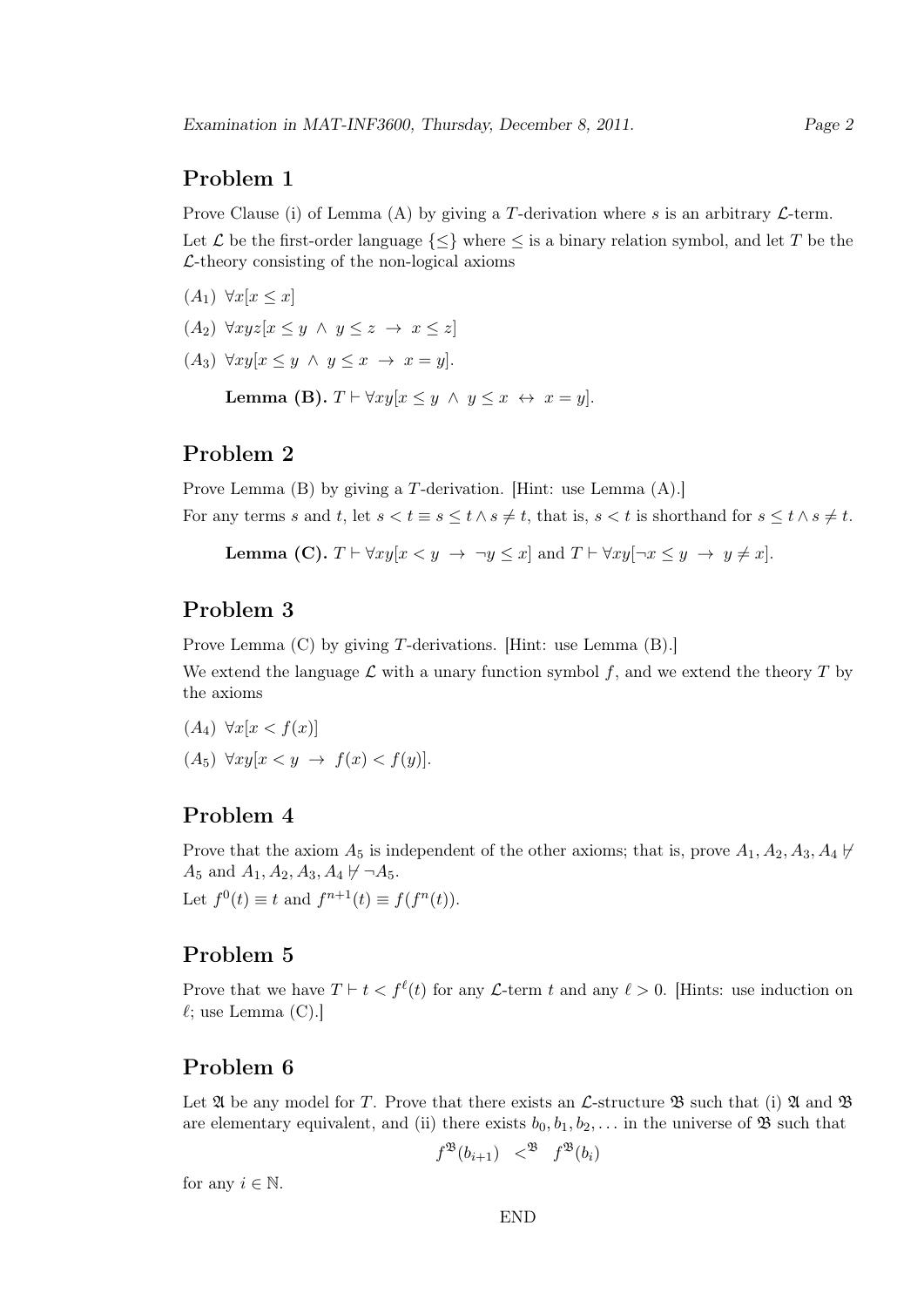## Problem 1

Prove Clause (i) of Lemma (A) by giving a $T$-derivation where $s$ is an arbitrary $\mathcal{L}$-term.

Let $\mathcal{L}$ be the first-order language $\{\leq\}$ where $\leq$ is a binary relation symbol, and let $T$ be the $\mathcal{L}$-theory consisting of the non-logical axioms

($A_1$) $\forall x[x \leq x]$

($A_2$) $\forall xyz[x \leq y \ \wedge \ y \leq z \ \rightarrow \ x \leq z]$

($A_3$) $\forall xy[x \leq y \ \wedge \ y \leq x \ \rightarrow \ x = y]$.

> **Lemma (B).** $T \vdash \forall xy[x \leq y \ \wedge \ y \leq x \ \leftrightarrow \ x = y]$.

## Problem 2

Prove Lemma (B) by giving a $T$-derivation. [Hint: use Lemma (A).]

For any terms $s$ and $t$, let $s < t \equiv s \leq t \wedge s \neq t$, that is, $s < t$ is shorthand for $s \leq t \wedge s \neq t$.

> **Lemma (C).** $T \vdash \forall xy[x < y \ \rightarrow \ \neg y \leq x]$ and $T \vdash \forall xy[\neg x \leq y \ \rightarrow \ y \neq x]$.

## Problem 3

Prove Lemma (C) by giving $T$-derivations. [Hint: use Lemma (B).]

We extend the language $\mathcal{L}$ with a unary function symbol $f$, and we extend the theory $T$ by the axioms

($A_4$) $\forall x[x < f(x)]$

($A_5$) $\forall xy[x < y \ \rightarrow \ f(x) < f(y)]$.

## Problem 4

Prove that the axiom $A_5$ is independent of the other axioms; that is, prove $A_1, A_2, A_3, A_4 \not\vdash A_5$ and $A_1, A_2, A_3, A_4 \not\vdash \neg A_5$.

Let $f^0(t) \equiv t$ and $f^{n+1}(t) \equiv f(f^n(t))$.

## Problem 5

Prove that we have $T \vdash t < f^\ell(t)$ for any $\mathcal{L}$-term $t$ and any $\ell > 0$. [Hints: use induction on $\ell$; use Lemma (C).]

## Problem 6

Let $\mathfrak{A}$ be any model for $T$. Prove that there exists an $\mathcal{L}$-structure $\mathfrak{B}$ such that (i) $\mathfrak{A}$ and $\mathfrak{B}$ are elementary equivalent, and (ii) there exists $b_0, b_1, b_2, \ldots$ in the universe of $\mathfrak{B}$ such that

$$f^{\mathfrak{B}}(b_{i+1}) \ <^{\mathfrak{B}} \ f^{\mathfrak{B}}(b_i)$$

for any $i \in \mathbb{N}$.

END